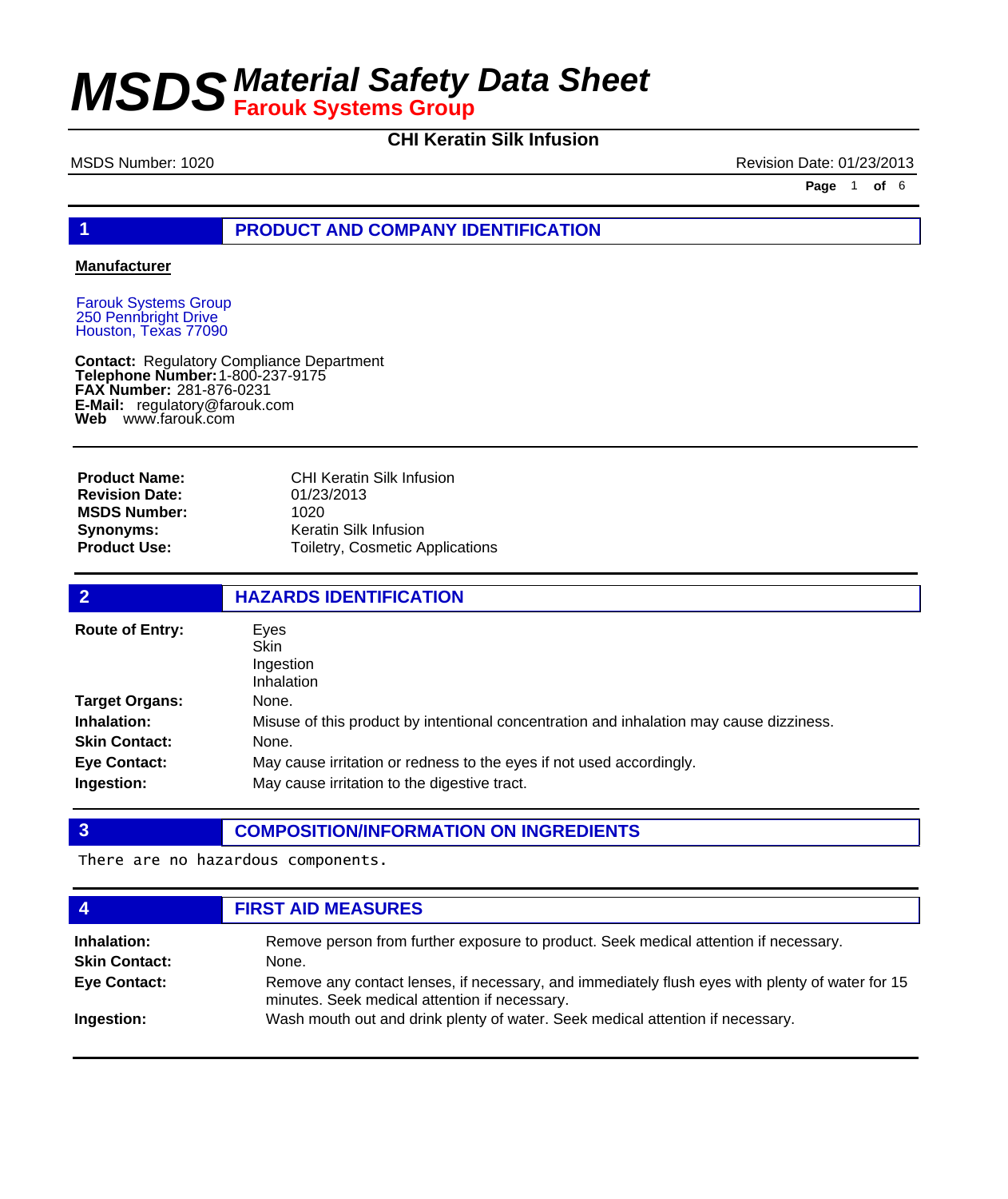# MSDS Material Safety Data Sheet
**Farouk Systems Group**

## CHI Keratin Silk Infusion

MSDS Number: 1020 | Revision Date: 01/23/2013

## 1 PRODUCT AND COMPANY IDENTIFICATION

**Manufacturer**

Farouk Systems Group
250 Pennbright Drive
Houston, Texas 77090

**Contact:** Regulatory Compliance Department
**Telephone Number:** 1-800-237-9175
**FAX Number:** 281-876-0231
**E-Mail:** regulatory@farouk.com
**Web** www.farouk.com

| | |
|---|---|
| **Product Name:** | CHI Keratin Silk Infusion |
| **Revision Date:** | 01/23/2013 |
| **MSDS Number:** | 1020 |
| **Synonyms:** | Keratin Silk Infusion |
| **Product Use:** | Toiletry, Cosmetic Applications |

## 2 HAZARDS IDENTIFICATION

| | |
|---|---|
| **Route of Entry:** | Eyes<br>Skin<br>Ingestion<br>Inhalation |
| **Target Organs:** | None. |
| **Inhalation:** | Misuse of this product by intentional concentration and inhalation may cause dizziness. |
| **Skin Contact:** | None. |
| **Eye Contact:** | May cause irritation or redness to the eyes if not used accordingly. |
| **Ingestion:** | May cause irritation to the digestive tract. |

## 3 COMPOSITION/INFORMATION ON INGREDIENTS

There are no hazardous components.

## 4 FIRST AID MEASURES

| | |
|---|---|
| **Inhalation:** | Remove person from further exposure to product. Seek medical attention if necessary. |
| **Skin Contact:** | None. |
| **Eye Contact:** | Remove any contact lenses, if necessary, and immediately flush eyes with plenty of water for 15 minutes. Seek medical attention if necessary. |
| **Ingestion:** | Wash mouth out and drink plenty of water. Seek medical attention if necessary. |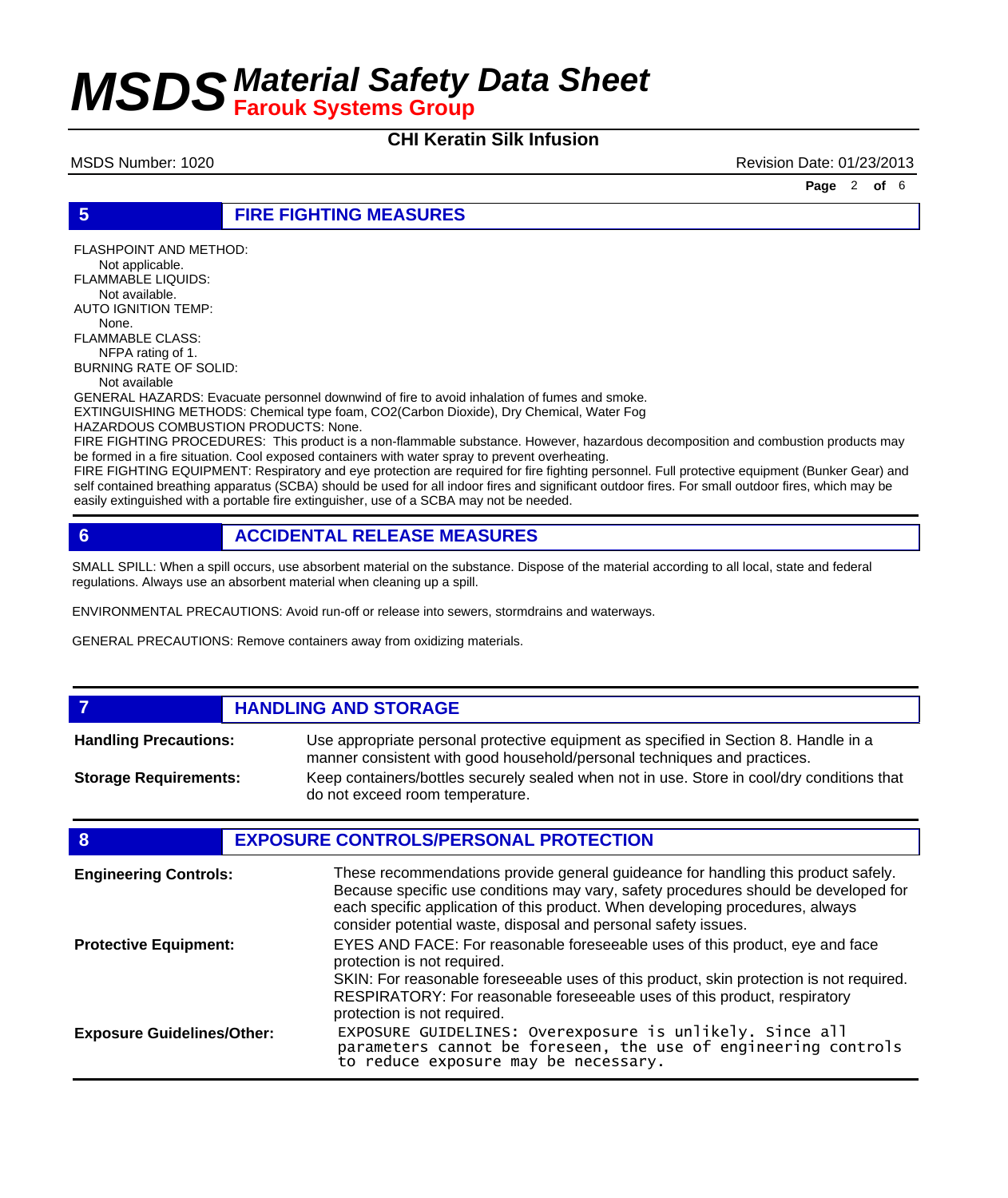## 5 FIRE FIGHTING MEASURES

FLASHPOINT AND METHOD:
Not applicable.

FLAMMABLE LIQUIDS:
Not available.

AUTO IGNITION TEMP:
None.

FLAMMABLE CLASS:
NFPA rating of 1.

BURNING RATE OF SOLID:
Not available

GENERAL HAZARDS: Evacuate personnel downwind of fire to avoid inhalation of fumes and smoke.

EXTINGUISHING METHODS: Chemical type foam, CO2(Carbon Dioxide), Dry Chemical, Water Fog

HAZARDOUS COMBUSTION PRODUCTS: None.

FIRE FIGHTING PROCEDURES: This product is a non-flammable substance. However, hazardous decomposition and combustion products may be formed in a fire situation. Cool exposed containers with water spray to prevent overheating.

FIRE FIGHTING EQUIPMENT: Respiratory and eye protection are required for fire fighting personnel. Full protective equipment (Bunker Gear) and self contained breathing apparatus (SCBA) should be used for all indoor fires and significant outdoor fires. For small outdoor fires, which may be easily extinguished with a portable fire extinguisher, use of a SCBA may not be needed.

## 6 ACCIDENTAL RELEASE MEASURES

SMALL SPILL: When a spill occurs, use absorbent material on the substance. Dispose of the material according to all local, state and federal regulations. Always use an absorbent material when cleaning up a spill.

ENVIRONMENTAL PRECAUTIONS: Avoid run-off or release into sewers, stormdrains and waterways.

GENERAL PRECAUTIONS: Remove containers away from oxidizing materials.

## 7 HANDLING AND STORAGE

**Handling Precautions:** Use appropriate personal protective equipment as specified in Section 8. Handle in a manner consistent with good household/personal techniques and practices.

**Storage Requirements:** Keep containers/bottles securely sealed when not in use. Store in cool/dry conditions that do not exceed room temperature.

## 8 EXPOSURE CONTROLS/PERSONAL PROTECTION

**Engineering Controls:** These recommendations provide general guideance for handling this product safely. Because specific use conditions may vary, safety procedures should be developed for each specific application of this product. When developing procedures, always consider potential waste, disposal and personal safety issues.

**Protective Equipment:** EYES AND FACE: For reasonable foreseeable uses of this product, eye and face protection is not required.
SKIN: For reasonable foreseeable uses of this product, skin protection is not required.
RESPIRATORY: For reasonable foreseeable uses of this product, respiratory protection is not required.

**Exposure Guidelines/Other:** EXPOSURE GUIDELINES: Overexposure is unlikely. Since all parameters cannot be foreseen, the use of engineering controls to reduce exposure may be necessary.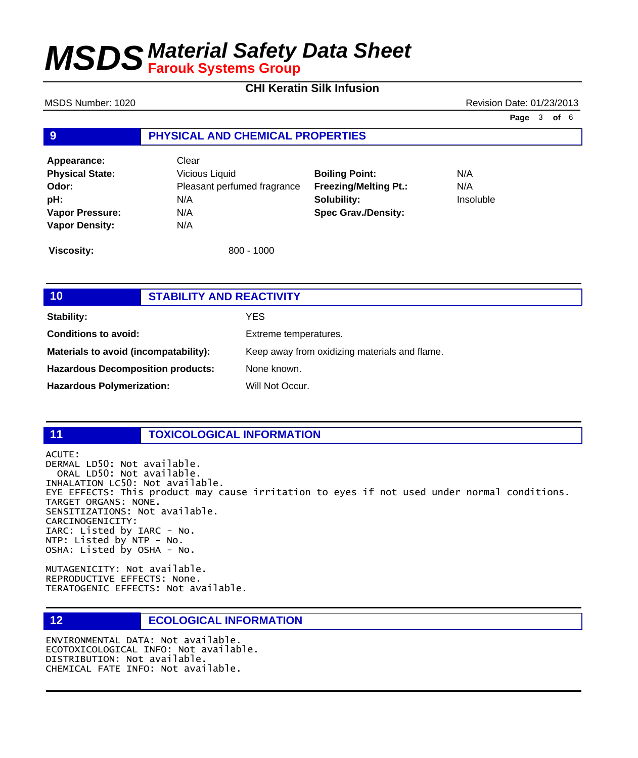# MSDS Material Safety Data Sheet
**Farouk Systems Group**

**CHI Keratin Silk Infusion**

MSDS Number: 1020 | Revision Date: 01/23/2013

## 9 PHYSICAL AND CHEMICAL PROPERTIES

| | | | |
|---|---|---|---|
| **Appearance:** | Clear | | |
| **Physical State:** | Vicious Liquid | **Boiling Point:** | N/A |
| **Odor:** | Pleasant perfumed fragrance | **Freezing/Melting Pt.:** | N/A |
| **pH:** | N/A | **Solubility:** | Insoluble |
| **Vapor Pressure:** | N/A | **Spec Grav./Density:** | |
| **Vapor Density:** | N/A | | |

**Viscosity:** 800 - 1000

## 10 STABILITY AND REACTIVITY

**Stability:** YES

**Conditions to avoid:** Extreme temperatures.

**Materials to avoid (incompatability):** Keep away from oxidizing materials and flame.

**Hazardous Decomposition products:** None known.

**Hazardous Polymerization:** Will Not Occur.

## 11 TOXICOLOGICAL INFORMATION

```
ACUTE:
DERMAL LD50: Not available.
  ORAL LD50: Not available.
INHALATION LC50: Not available.
EYE EFFECTS: This product may cause irritation to eyes if not used under normal conditions.
TARGET ORGANS: NONE.
SENSITIZATIONS: Not available.
CARCINOGENICITY:
IARC: Listed by IARC - No.
NTP: Listed by NTP - No.
OSHA: Listed by OSHA - No.

MUTAGENICITY: Not available.
REPRODUCTIVE EFFECTS: None.
TERATOGENIC EFFECTS: Not available.
```

## 12 ECOLOGICAL INFORMATION

```
ENVIRONMENTAL DATA: Not available.
ECOTOXICOLOGICAL INFO: Not available.
DISTRIBUTION: Not available.
CHEMICAL FATE INFO: Not available.
```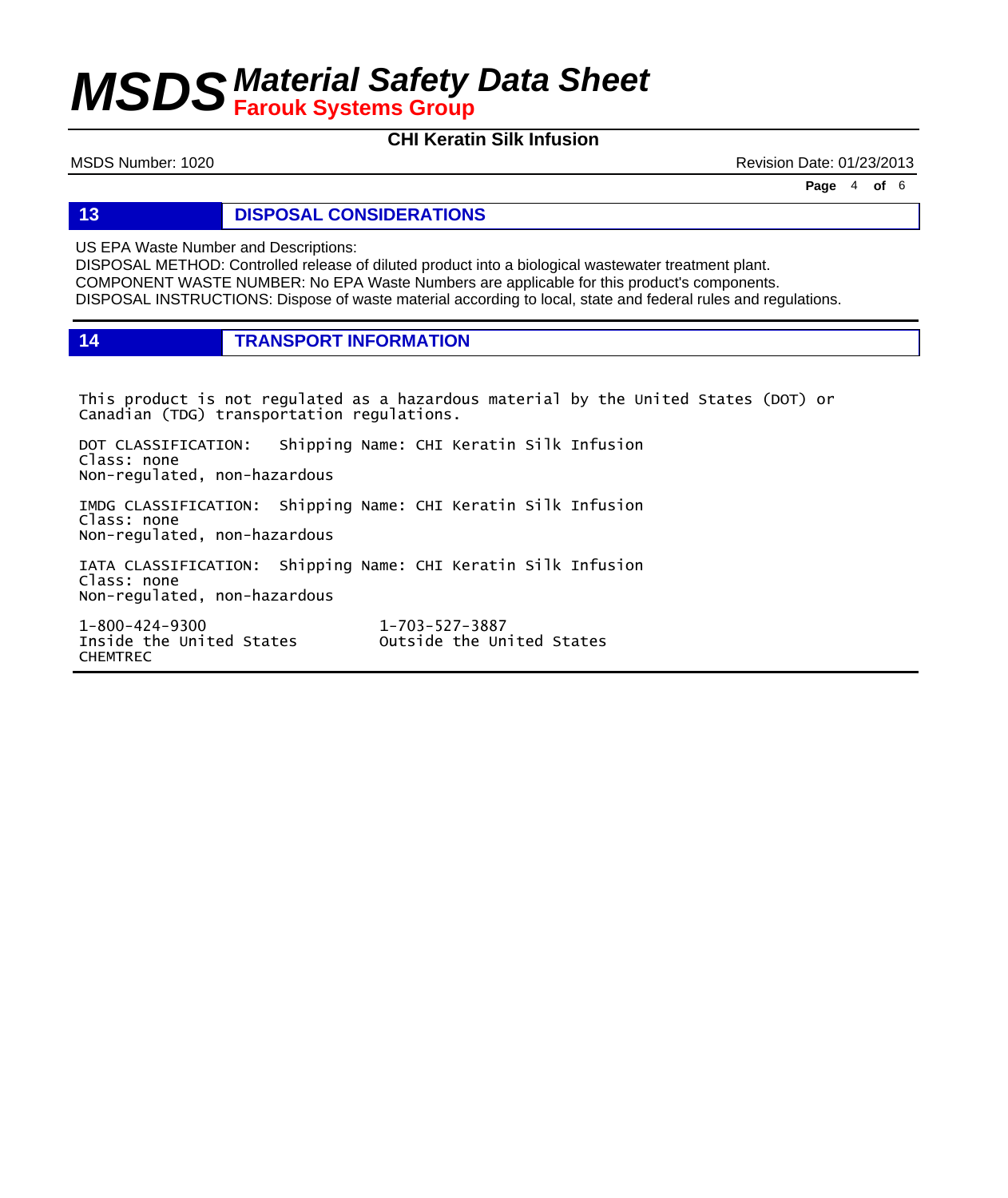## 13 DISPOSAL CONSIDERATIONS

US EPA Waste Number and Descriptions:
DISPOSAL METHOD: Controlled release of diluted product into a biological wastewater treatment plant.
COMPONENT WASTE NUMBER: No EPA Waste Numbers are applicable for this product's components.
DISPOSAL INSTRUCTIONS: Dispose of waste material according to local, state and federal rules and regulations.

## 14 TRANSPORT INFORMATION

This product is not regulated as a hazardous material by the United States (DOT) or Canadian (TDG) transportation regulations.

DOT CLASSIFICATION: Shipping Name: CHI Keratin Silk Infusion
Class: none
Non-regulated, non-hazardous

IMDG CLASSIFICATION: Shipping Name: CHI Keratin Silk Infusion
Class: none
Non-regulated, non-hazardous

IATA CLASSIFICATION: Shipping Name: CHI Keratin Silk Infusion
Class: none
Non-regulated, non-hazardous

| | |
|---|---|
| 1-800-424-9300 | 1-703-527-3887 |
| Inside the United States | Outside the United States |
| CHEMTREC | |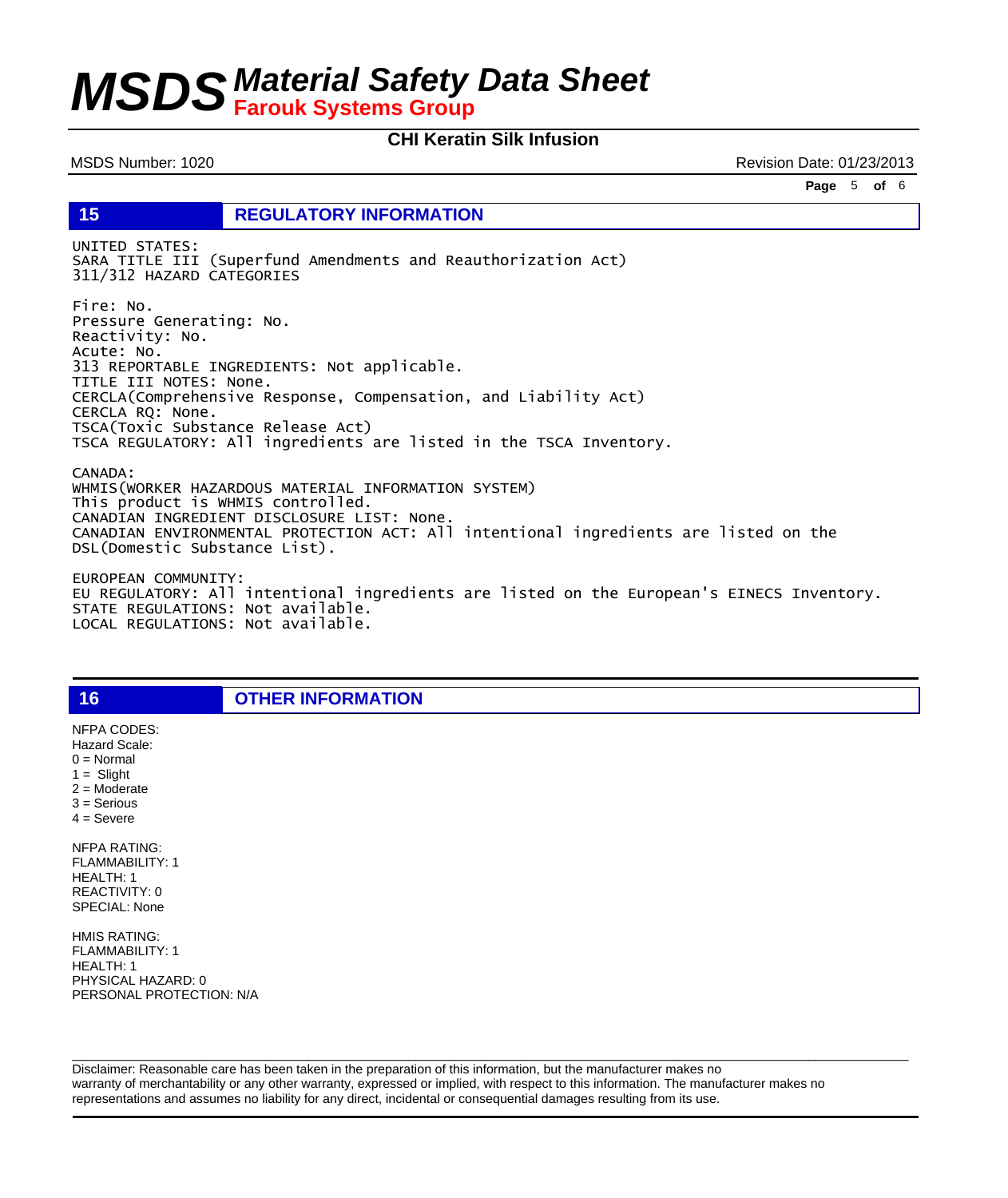## 15 REGULATORY INFORMATION

UNITED STATES:
SARA TITLE III (Superfund Amendments and Reauthorization Act)
311/312 HAZARD CATEGORIES

Fire: No.
Pressure Generating: No.
Reactivity: No.
Acute: No.
313 REPORTABLE INGREDIENTS: Not applicable.
TITLE III NOTES: None.
CERCLA(Comprehensive Response, Compensation, and Liability Act)
CERCLA RQ: None.
TSCA(Toxic Substance Release Act)
TSCA REGULATORY: All ingredients are listed in the TSCA Inventory.

CANADA:
WHMIS(WORKER HAZARDOUS MATERIAL INFORMATION SYSTEM)
This product is WHMIS controlled.
CANADIAN INGREDIENT DISCLOSURE LIST: None.
CANADIAN ENVIRONMENTAL PROTECTION ACT: All intentional ingredients are listed on the DSL(Domestic Substance List).

EUROPEAN COMMUNITY:
EU REGULATORY: All intentional ingredients are listed on the European's EINECS Inventory.
STATE REGULATIONS: Not available.
LOCAL REGULATIONS: Not available.

## 16 OTHER INFORMATION

NFPA CODES:
Hazard Scale:
0 = Normal
1 = Slight
2 = Moderate
3 = Serious
4 = Severe

NFPA RATING:
FLAMMABILITY: 1
HEALTH: 1
REACTIVITY: 0
SPECIAL: None

HMIS RATING:
FLAMMABILITY: 1
HEALTH: 1
PHYSICAL HAZARD: 0
PERSONAL PROTECTION: N/A

Disclaimer: Reasonable care has been taken in the preparation of this information, but the manufacturer makes no warranty of merchantability or any other warranty, expressed or implied, with respect to this information. The manufacturer makes no representations and assumes no liability for any direct, incidental or consequential damages resulting from its use.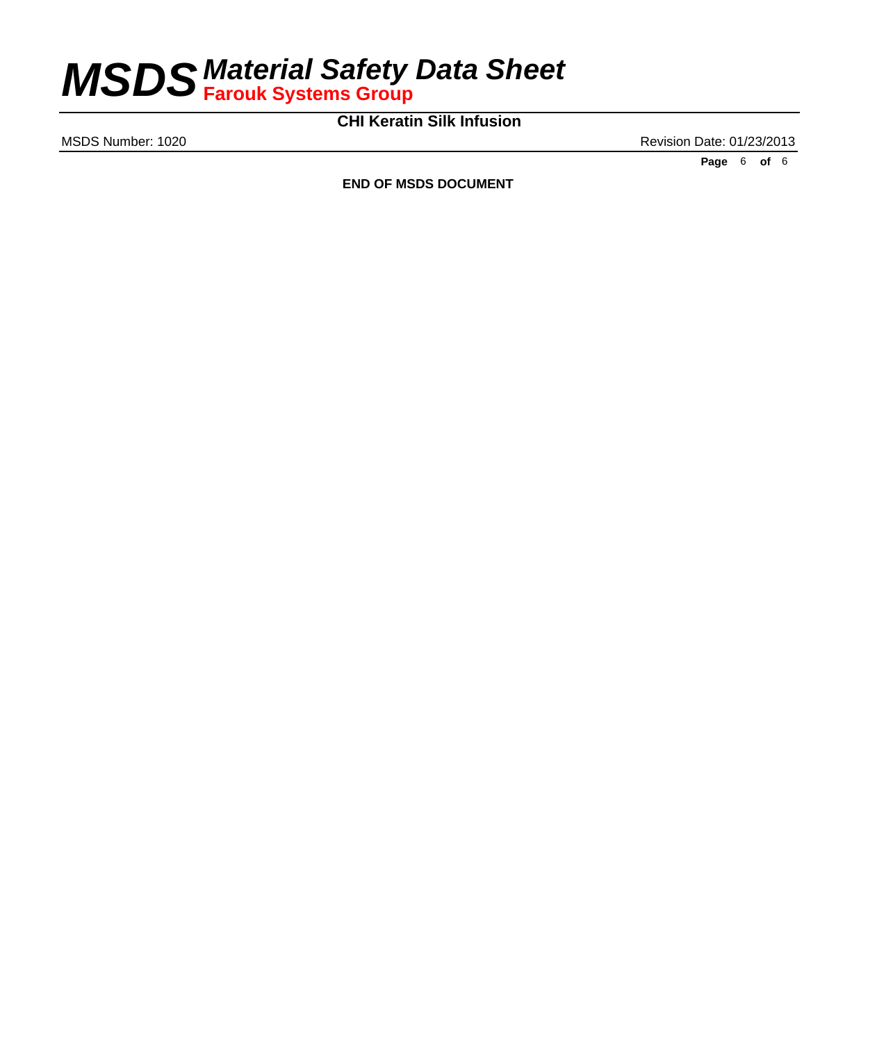**END OF MSDS DOCUMENT**